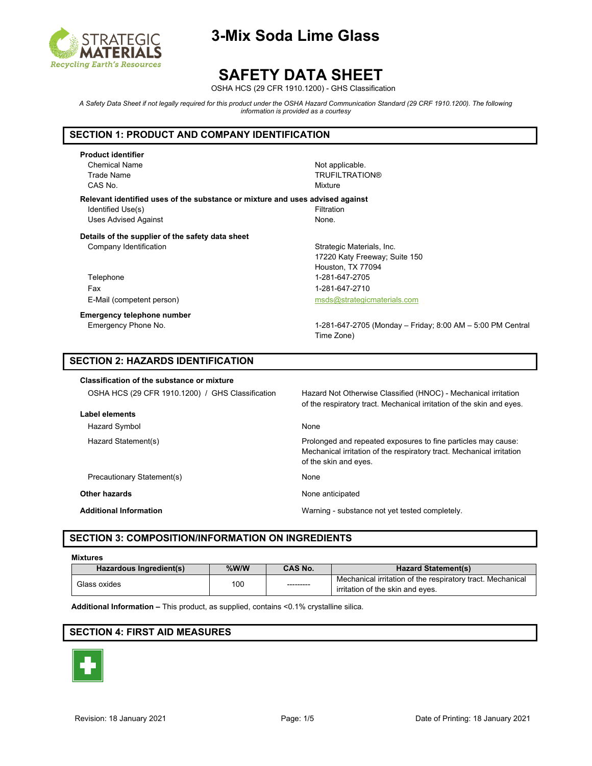# 3-Mix Soda Lime Glass

# SAFETY DATA SHEET

OSHA HCS (29 CFR 1910.1200) - GHS Classification

*A Safety Data Sheet if not legally required for this product under the OSHA Hazard Communication Standard (29 CRF 1910.1200). The following information is provided as a courtesy*

## SECTION 1: PRODUCT AND COMPANY IDENTIFICATION

**Product identifier**

| | |
|---|---|
| Chemical Name | Not applicable. |
| Trade Name | TRUFILTRATION® |
| CAS No. | Mixture |

**Relevant identified uses of the substance or mixture and uses advised against**

| | |
|---|---|
| Identified Use(s) | Filtration |
| Uses Advised Against | None. |

**Details of the supplier of the safety data sheet**

| | |
|---|---|
| Company Identification | Strategic Materials, Inc.<br>17220 Katy Freeway; Suite 150<br>Houston, TX 77094 |
| Telephone | 1-281-647-2705 |
| Fax | 1-281-647-2710 |
| E-Mail (competent person) | msds@strategicmaterials.com |

**Emergency telephone number**

| | |
|---|---|
| Emergency Phone No. | 1-281-647-2705 (Monday – Friday; 8:00 AM – 5:00 PM Central Time Zone) |

## SECTION 2: HAZARDS IDENTIFICATION

**Classification of the substance or mixture**

| | |
|---|---|
| OSHA HCS (29 CFR 1910.1200) / GHS Classification | Hazard Not Otherwise Classified (HNOC) - Mechanical irritation of the respiratory tract. Mechanical irritation of the skin and eyes. |

**Label elements**

| | |
|---|---|
| Hazard Symbol | None |
| Hazard Statement(s) | Prolonged and repeated exposures to fine particles may cause: Mechanical irritation of the respiratory tract. Mechanical irritation of the skin and eyes. |
| Precautionary Statement(s) | None |

| | |
|---|---|
| **Other hazards** | None anticipated |
| **Additional Information** | Warning - substance not yet tested completely. |

## SECTION 3: COMPOSITION/INFORMATION ON INGREDIENTS

**Mixtures**

| Hazardous Ingredient(s) | %W/W | CAS No. | Hazard Statement(s) |
|---|---|---|---|
| Glass oxides | 100 | --------- | Mechanical irritation of the respiratory tract. Mechanical irritation of the skin and eyes. |

**Additional Information –** This product, as supplied, contains <0.1% crystalline silica.

## SECTION 4: FIRST AID MEASURES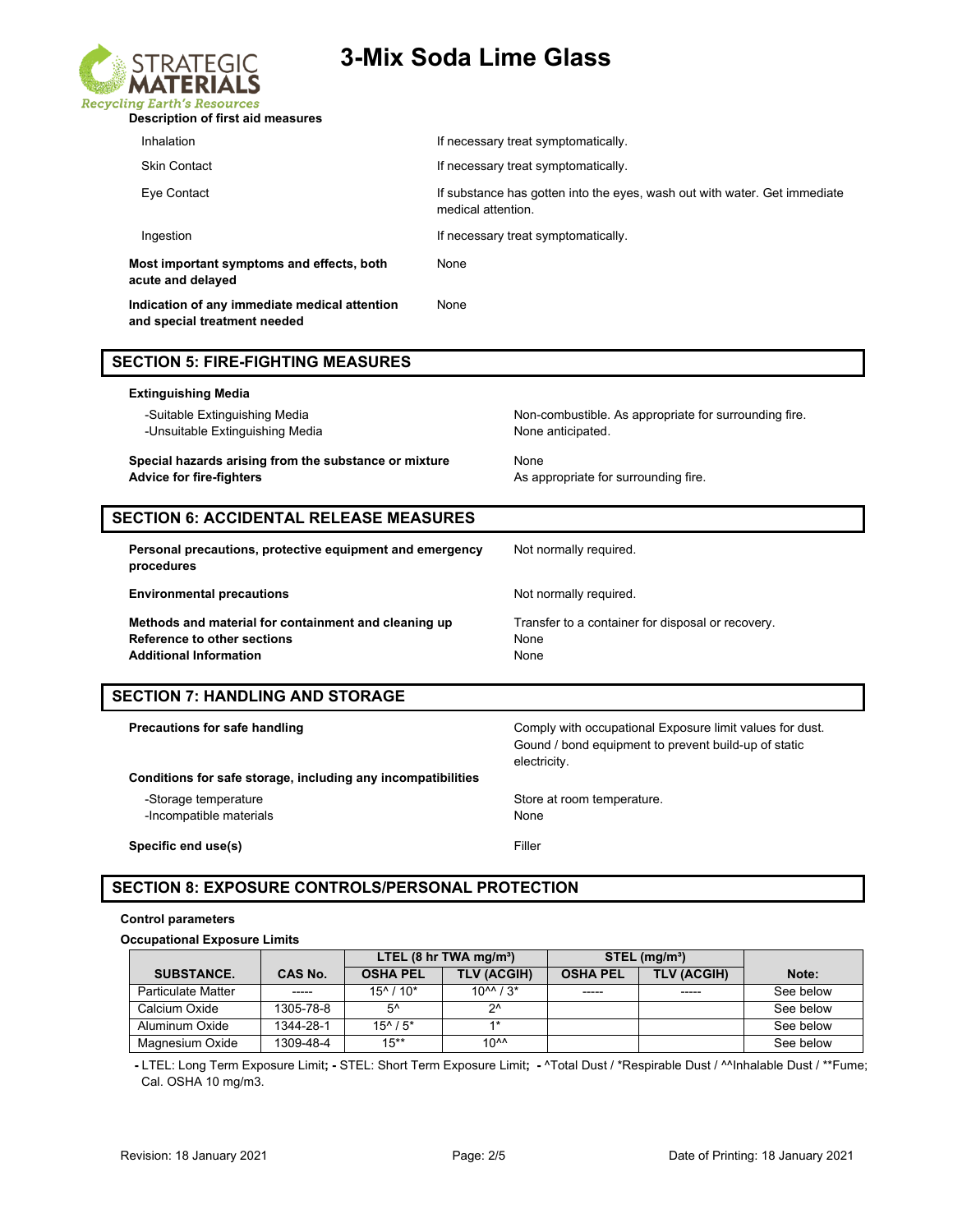**Description of first aid measures**

| | |
|---|---|
| Inhalation | If necessary treat symptomatically. |
| Skin Contact | If necessary treat symptomatically. |
| Eye Contact | If substance has gotten into the eyes, wash out with water. Get immediate medical attention. |
| Ingestion | If necessary treat symptomatically. |

**Most important symptoms and effects, both acute and delayed** — None

**Indication of any immediate medical attention and special treatment needed** — None

## SECTION 5: FIRE-FIGHTING MEASURES

**Extinguishing Media**

-Suitable Extinguishing Media — Non-combustible. As appropriate for surrounding fire.
-Unsuitable Extinguishing Media — None anticipated.

**Special hazards arising from the substance or mixture** — None
**Advice for fire-fighters** — As appropriate for surrounding fire.

## SECTION 6: ACCIDENTAL RELEASE MEASURES

**Personal precautions, protective equipment and emergency procedures** — Not normally required.

**Environmental precautions** — Not normally required.

**Methods and material for containment and cleaning up** — Transfer to a container for disposal or recovery.
**Reference to other sections** — None
**Additional Information** — None

## SECTION 7: HANDLING AND STORAGE

**Precautions for safe handling** — Comply with occupational Exposure limit values for dust. Gound / bond equipment to prevent build-up of static electricity.

**Conditions for safe storage, including any incompatibilities**

-Storage temperature — Store at room temperature.
-Incompatible materials — None

**Specific end use(s)** — Filler

## SECTION 8: EXPOSURE CONTROLS/PERSONAL PROTECTION

**Control parameters**

**Occupational Exposure Limits**

| SUBSTANCE. | CAS No. | LTEL (8 hr TWA mg/m³) | | STEL (mg/m³) | | Note: |
|---|---|---|---|---|---|---|
| | | OSHA PEL | TLV (ACGIH) | OSHA PEL | TLV (ACGIH) | |
| Particulate Matter | ----- | 15^ / 10* | 10^^ / 3* | ----- | ----- | See below |
| Calcium Oxide | 1305-78-8 | 5^ | 2^ | | | See below |
| Aluminum Oxide | 1344-28-1 | 15^ / 5* | 1* | | | See below |
| Magnesium Oxide | 1309-48-4 | 15** | 10^^ | | | See below |

- LTEL: Long Term Exposure Limit; - STEL: Short Term Exposure Limit; - ^Total Dust / *Respirable Dust / ^^Inhalable Dust / **Fume; Cal. OSHA 10 mg/m3.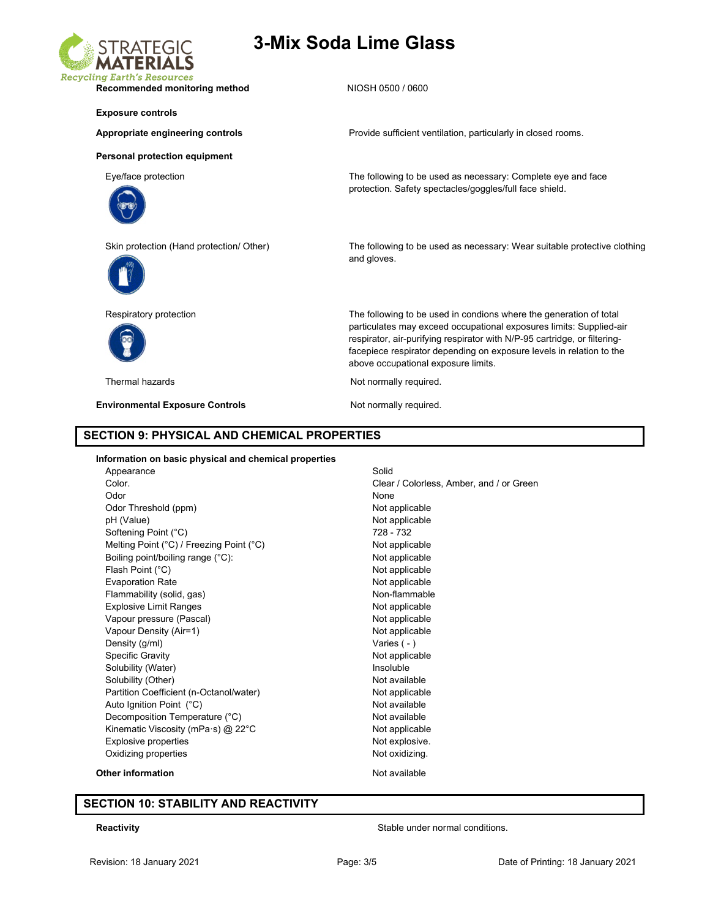**Recommended monitoring method** NIOSH 0500 / 0600

**Exposure controls**

**Appropriate engineering controls** Provide sufficient ventilation, particularly in closed rooms.

**Personal protection equipment**

Eye/face protection: The following to be used as necessary: Complete eye and face protection. Safety spectacles/goggles/full face shield.

Skin protection (Hand protection/ Other): The following to be used as necessary: Wear suitable protective clothing and gloves.

Respiratory protection: The following to be used in condions where the generation of total particulates may exceed occupational exposures limits: Supplied-air respirator, air-purifying respirator with N/P-95 cartridge, or filtering-facepiece respirator depending on exposure levels in relation to the above occupational exposure limits.

Thermal hazards: Not normally required.

**Environmental Exposure Controls** Not normally required.

## SECTION 9: PHYSICAL AND CHEMICAL PROPERTIES

**Information on basic physical and chemical properties**

| Property | Value |
|---|---|
| Appearance | Solid |
| Color. | Clear / Colorless, Amber, and / or Green |
| Odor | None |
| Odor Threshold (ppm) | Not applicable |
| pH (Value) | Not applicable |
| Softening Point (°C) | 728 - 732 |
| Melting Point (°C) / Freezing Point (°C) | Not applicable |
| Boiling point/boiling range (°C): | Not applicable |
| Flash Point (°C) | Not applicable |
| Evaporation Rate | Not applicable |
| Flammability (solid, gas) | Non-flammable |
| Explosive Limit Ranges | Not applicable |
| Vapour pressure (Pascal) | Not applicable |
| Vapour Density (Air=1) | Not applicable |
| Density (g/ml) | Varies ( - ) |
| Specific Gravity | Not applicable |
| Solubility (Water) | Insoluble |
| Solubility (Other) | Not available |
| Partition Coefficient (n-Octanol/water) | Not applicable |
| Auto Ignition Point (°C) | Not available |
| Decomposition Temperature (°C) | Not available |
| Kinematic Viscosity (mPa·s) @ 22°C | Not applicable |
| Explosive properties | Not explosive. |
| Oxidizing properties | Not oxidizing. |

**Other information** Not available

## SECTION 10: STABILITY AND REACTIVITY

**Reactivity** Stable under normal conditions.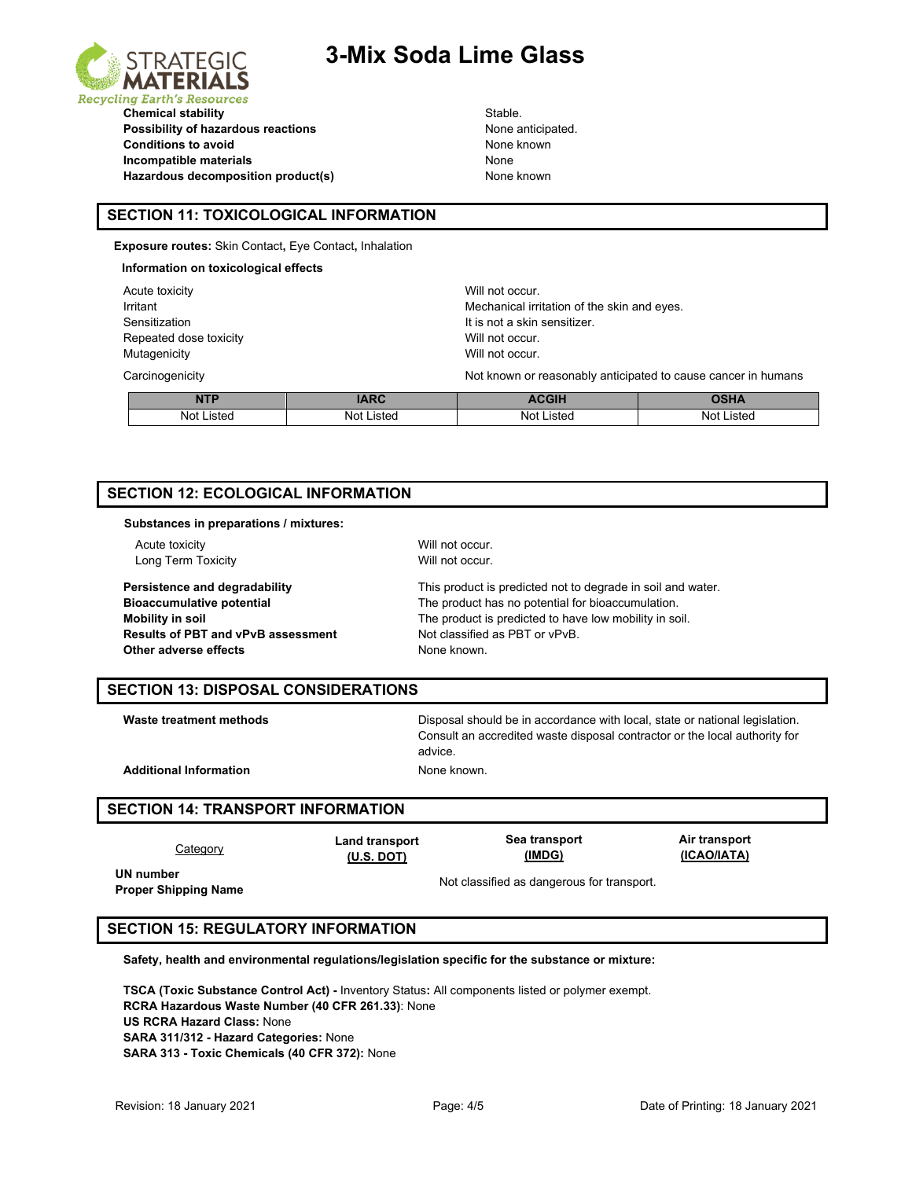| | |
|---|---|
| **Chemical stability** | Stable. |
| **Possibility of hazardous reactions** | None anticipated. |
| **Conditions to avoid** | None known |
| **Incompatible materials** | None |
| **Hazardous decomposition product(s)** | None known |

## SECTION 11: TOXICOLOGICAL INFORMATION

**Exposure routes:** Skin Contact**,** Eye Contact**,** Inhalation

**Information on toxicological effects**

| | |
|---|---|
| Acute toxicity | Will not occur. |
| Irritant | Mechanical irritation of the skin and eyes. |
| Sensitization | It is not a skin sensitizer. |
| Repeated dose toxicity | Will not occur. |
| Mutagenicity | Will not occur. |
| Carcinogenicity | Not known or reasonably anticipated to cause cancer in humans |

| NTP | IARC | ACGIH | OSHA |
|---|---|---|---|
| Not Listed | Not Listed | Not Listed | Not Listed |

## SECTION 12: ECOLOGICAL INFORMATION

**Substances in preparations / mixtures:**

| | |
|---|---|
| Acute toxicity | Will not occur. |
| Long Term Toxicity | Will not occur. |
| **Persistence and degradability** | This product is predicted not to degrade in soil and water. |
| **Bioaccumulative potential** | The product has no potential for bioaccumulation. |
| **Mobility in soil** | The product is predicted to have low mobility in soil. |
| **Results of PBT and vPvB assessment** | Not classified as PBT or vPvB. |
| **Other adverse effects** | None known. |

## SECTION 13: DISPOSAL CONSIDERATIONS

| | |
|---|---|
| **Waste treatment methods** | Disposal should be in accordance with local, state or national legislation. Consult an accredited waste disposal contractor or the local authority for advice. |
| **Additional Information** | None known. |

## SECTION 14: TRANSPORT INFORMATION

| Category | Land transport (U.S. DOT) | Sea transport (IMDG) | Air transport (ICAO/IATA) |
|---|---|---|---|
| **UN number**<br>**Proper Shipping Name** | Not classified as dangerous for transport. | | |

## SECTION 15: REGULATORY INFORMATION

**Safety, health and environmental regulations/legislation specific for the substance or mixture:**

**TSCA (Toxic Substance Control Act) -** Inventory Status**:** All components listed or polymer exempt.
**RCRA Hazardous Waste Number (40 CFR 261.33)**: None
**US RCRA Hazard Class:** None
**SARA 311/312 - Hazard Categories:** None
**SARA 313 - Toxic Chemicals (40 CFR 372):** None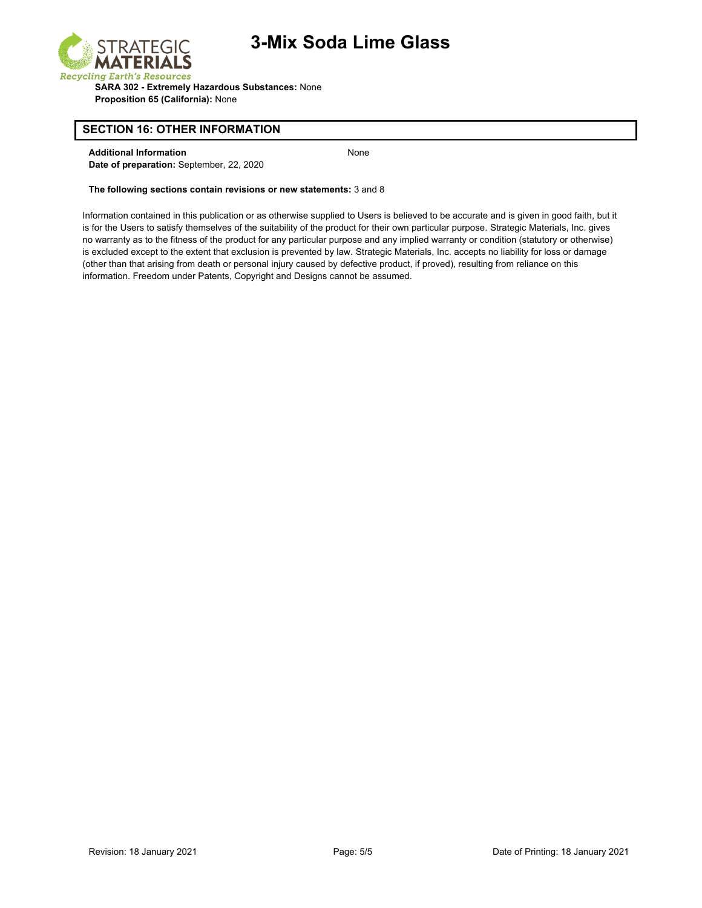**SARA 302 - Extremely Hazardous Substances:** None
**Proposition 65 (California):** None

## SECTION 16: OTHER INFORMATION

**Additional Information** None
**Date of preparation:** September, 22, 2020

**The following sections contain revisions or new statements:** 3 and 8

Information contained in this publication or as otherwise supplied to Users is believed to be accurate and is given in good faith, but it is for the Users to satisfy themselves of the suitability of the product for their own particular purpose. Strategic Materials, Inc. gives no warranty as to the fitness of the product for any particular purpose and any implied warranty or condition (statutory or otherwise) is excluded except to the extent that exclusion is prevented by law. Strategic Materials, Inc. accepts no liability for loss or damage (other than that arising from death or personal injury caused by defective product, if proved), resulting from reliance on this information. Freedom under Patents, Copyright and Designs cannot be assumed.